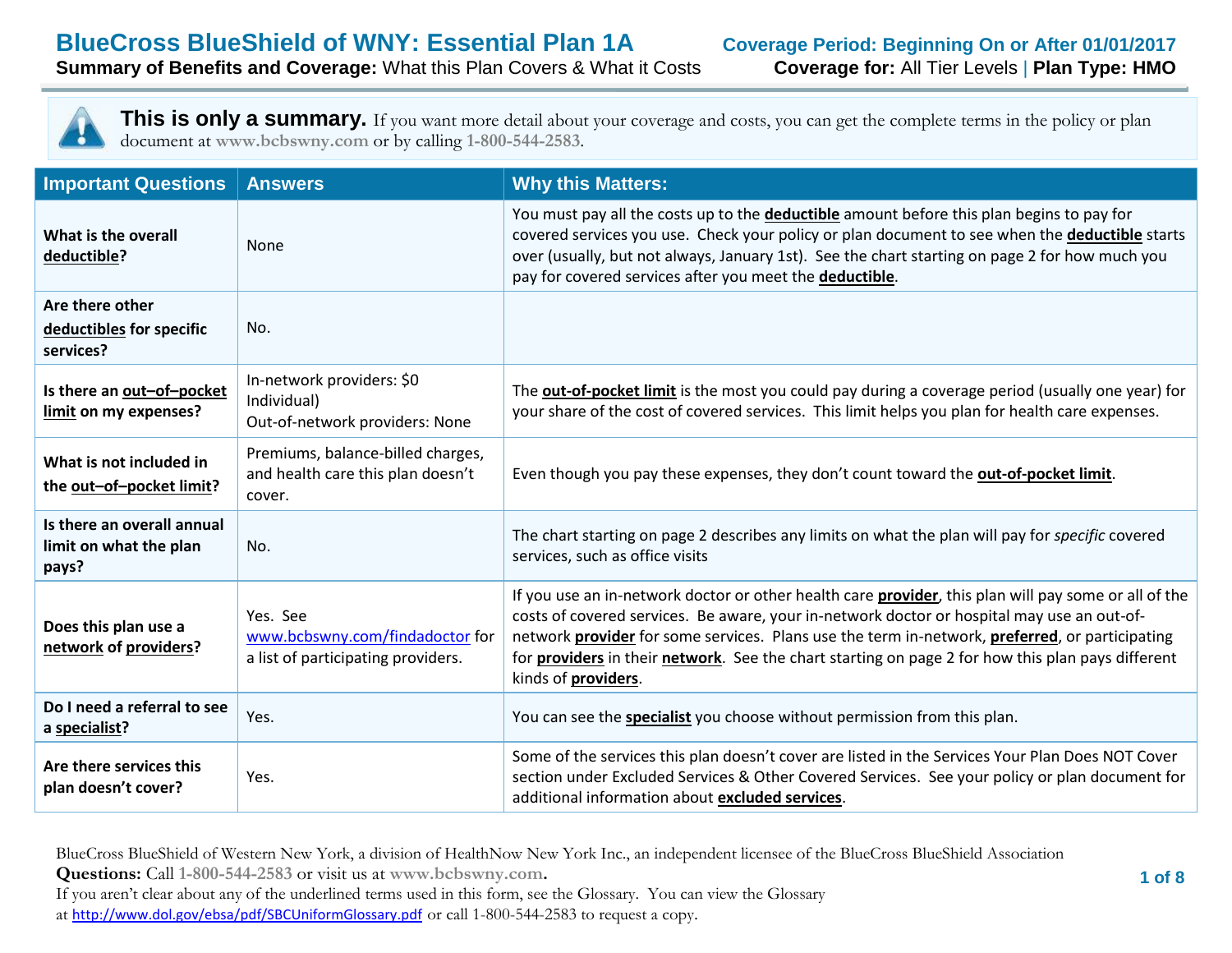# BlueCross BlueShield of WNY: Essential Plan 1A

**Coverage Period: Beginning On or After 01/01/2017**

**Summary of Benefits and Coverage:** What this Plan Covers & What it Costs

**Coverage for:** All Tier Levels | **Plan Type: HMO**

**This is only a summary.** If you want more detail about your coverage and costs, you can get the complete terms in the policy or plan document at www.bcbswny.com or by calling 1-800-544-2583.

| Important Questions | Answers | Why this Matters: |
|---|---|---|
| **What is the overall deductible?** | None | You must pay all the costs up to the **deductible** amount before this plan begins to pay for covered services you use. Check your policy or plan document to see when the **deductible** starts over (usually, but not always, January 1st). See the chart starting on page 2 for how much you pay for covered services after you meet the **deductible**. |
| **Are there other deductibles for specific services?** | No. | |
| **Is there an out–of–pocket limit on my expenses?** | In-network providers: $0 Individual)<br>Out-of-network providers: None | The **out-of-pocket limit** is the most you could pay during a coverage period (usually one year) for your share of the cost of covered services. This limit helps you plan for health care expenses. |
| **What is not included in the out–of–pocket limit?** | Premiums, balance-billed charges, and health care this plan doesn't cover. | Even though you pay these expenses, they don't count toward the **out-of-pocket limit**. |
| **Is there an overall annual limit on what the plan pays?** | No. | The chart starting on page 2 describes any limits on what the plan will pay for *specific* covered services, such as office visits |
| **Does this plan use a network of providers?** | Yes. See www.bcbswny.com/findadoctor for a list of participating providers. | If you use an in-network doctor or other health care **provider**, this plan will pay some or all of the costs of covered services. Be aware, your in-network doctor or hospital may use an out-of-network **provider** for some services. Plans use the term in-network, **preferred**, or participating for **providers** in their **network**. See the chart starting on page 2 for how this plan pays different kinds of **providers**. |
| **Do I need a referral to see a specialist?** | Yes. | You can see the **specialist** you choose without permission from this plan. |
| **Are there services this plan doesn't cover?** | Yes. | Some of the services this plan doesn't cover are listed in the Services Your Plan Does NOT Cover section under Excluded Services & Other Covered Services. See your policy or plan document for additional information about **excluded services**. |

BlueCross BlueShield of Western New York, a division of HealthNow New York Inc., an independent licensee of the BlueCross BlueShield Association

**Questions:** Call 1-800-544-2583 or visit us at **www.bcbswny.com.**

If you aren't clear about any of the underlined terms used in this form, see the Glossary. You can view the Glossary at http://www.dol.gov/ebsa/pdf/SBCUniformGlossary.pdf or call 1-800-544-2583 to request a copy.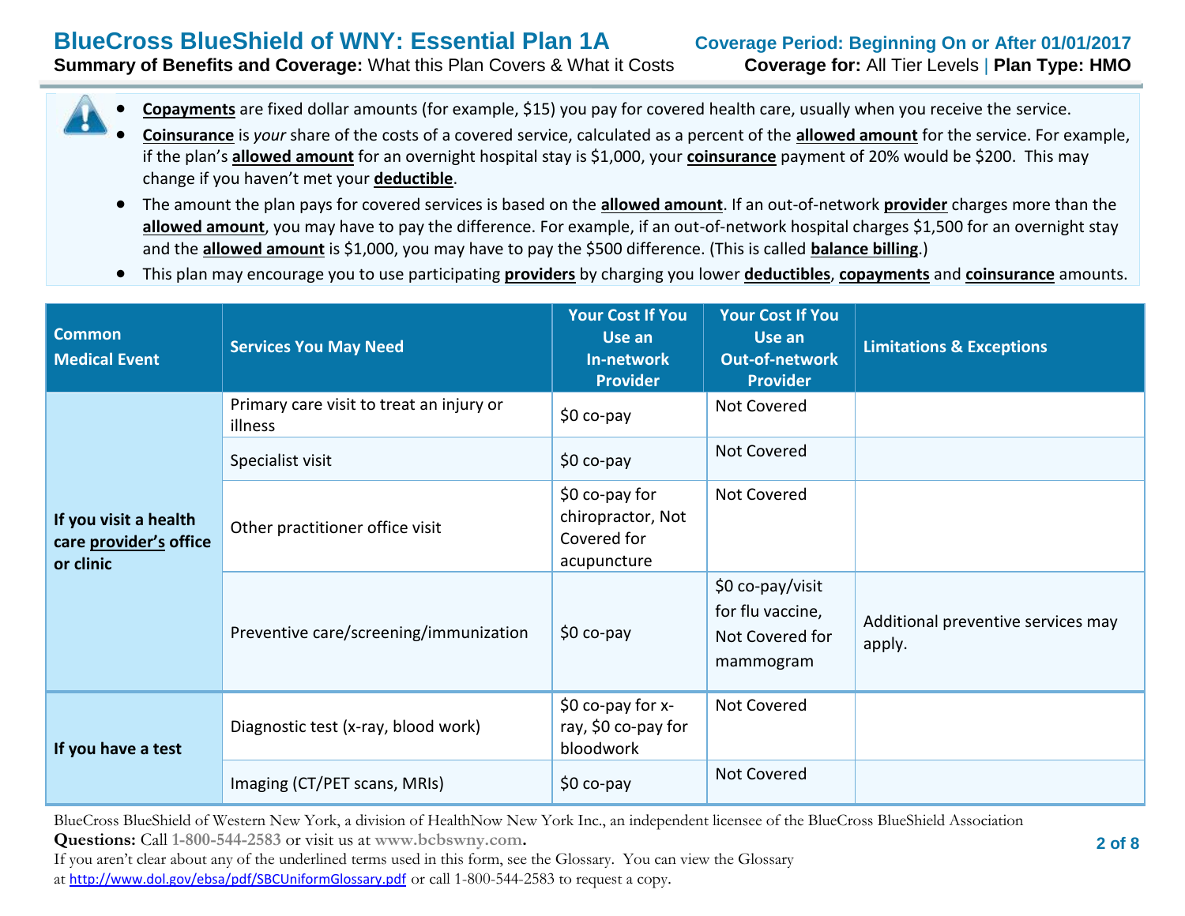- **Copayments** are fixed dollar amounts (for example, $15) you pay for covered health care, usually when you receive the service.
- **Coinsurance** is *your* share of the costs of a covered service, calculated as a percent of the **allowed amount** for the service. For example, if the plan's **allowed amount** for an overnight hospital stay is $1,000, your **coinsurance** payment of 20% would be $200. This may change if you haven't met your **deductible**.
- The amount the plan pays for covered services is based on the **allowed amount**. If an out-of-network **provider** charges more than the **allowed amount**, you may have to pay the difference. For example, if an out-of-network hospital charges $1,500 for an overnight stay and the **allowed amount** is $1,000, you may have to pay the $500 difference. (This is called **balance billing**.)
- This plan may encourage you to use participating **providers** by charging you lower **deductibles**, **copayments** and **coinsurance** amounts.

| Common Medical Event | Services You May Need | Your Cost If You Use an In-network Provider | Your Cost If You Use an Out-of-network Provider | Limitations & Exceptions |
|---|---|---|---|---|
| If you visit a health care **provider's** office or clinic | Primary care visit to treat an injury or illness | $0 co-pay | Not Covered | |
| | Specialist visit | $0 co-pay | Not Covered | |
| | Other practitioner office visit | $0 co-pay for chiropractor, Not Covered for acupuncture | Not Covered | |
| | Preventive care/screening/immunization | $0 co-pay | $0 co-pay/visit for flu vaccine, Not Covered for mammogram | Additional preventive services may apply. |
| If you have a test | Diagnostic test (x-ray, blood work) | $0 co-pay for x-ray, $0 co-pay for bloodwork | Not Covered | |
| | Imaging (CT/PET scans, MRIs) | $0 co-pay | Not Covered | |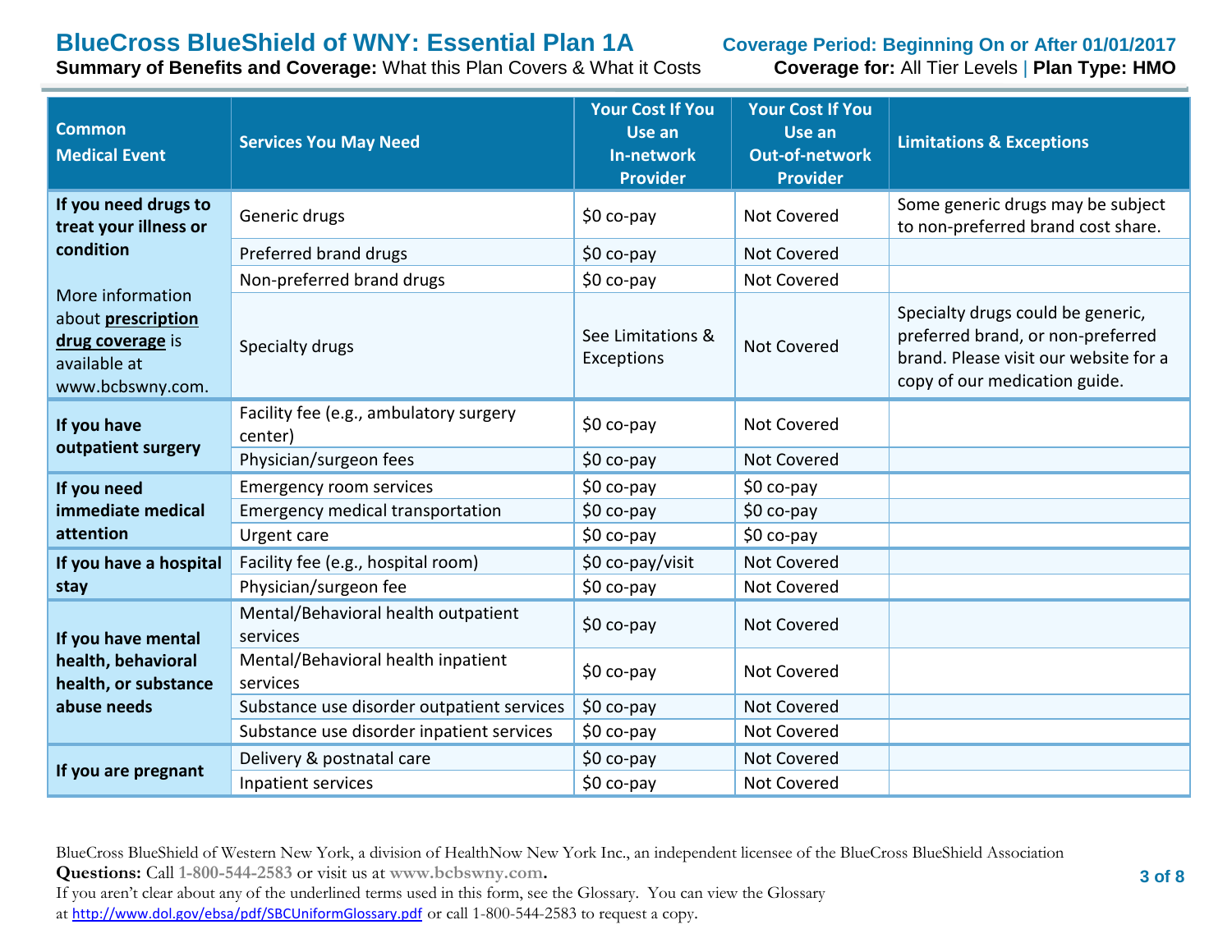| Common Medical Event | Services You May Need | Your Cost If You Use an In-network Provider | Your Cost If You Use an Out-of-network Provider | Limitations & Exceptions |
|---|---|---|---|---|
| **If you need drugs to treat your illness or condition**<br><br>More information about **prescription drug coverage** is available at www.bcbswny.com. | Generic drugs | $0 co-pay | Not Covered | Some generic drugs may be subject to non-preferred brand cost share. |
| | Preferred brand drugs | $0 co-pay | Not Covered | |
| | Non-preferred brand drugs | $0 co-pay | Not Covered | |
| | Specialty drugs | See Limitations & Exceptions | Not Covered | Specialty drugs could be generic, preferred brand, or non-preferred brand. Please visit our website for a copy of our medication guide. |
| **If you have outpatient surgery** | Facility fee (e.g., ambulatory surgery center) | $0 co-pay | Not Covered | |
| | Physician/surgeon fees | $0 co-pay | Not Covered | |
| **If you need immediate medical attention** | Emergency room services | $0 co-pay | $0 co-pay | |
| | Emergency medical transportation | $0 co-pay | $0 co-pay | |
| | Urgent care | $0 co-pay | $0 co-pay | |
| **If you have a hospital stay** | Facility fee (e.g., hospital room) | $0 co-pay/visit | Not Covered | |
| | Physician/surgeon fee | $0 co-pay | Not Covered | |
| **If you have mental health, behavioral health, or substance abuse needs** | Mental/Behavioral health outpatient services | $0 co-pay | Not Covered | |
| | Mental/Behavioral health inpatient services | $0 co-pay | Not Covered | |
| | Substance use disorder outpatient services | $0 co-pay | Not Covered | |
| | Substance use disorder inpatient services | $0 co-pay | Not Covered | |
| **If you are pregnant** | Delivery & postnatal care | $0 co-pay | Not Covered | |
| | Inpatient services | $0 co-pay | Not Covered | |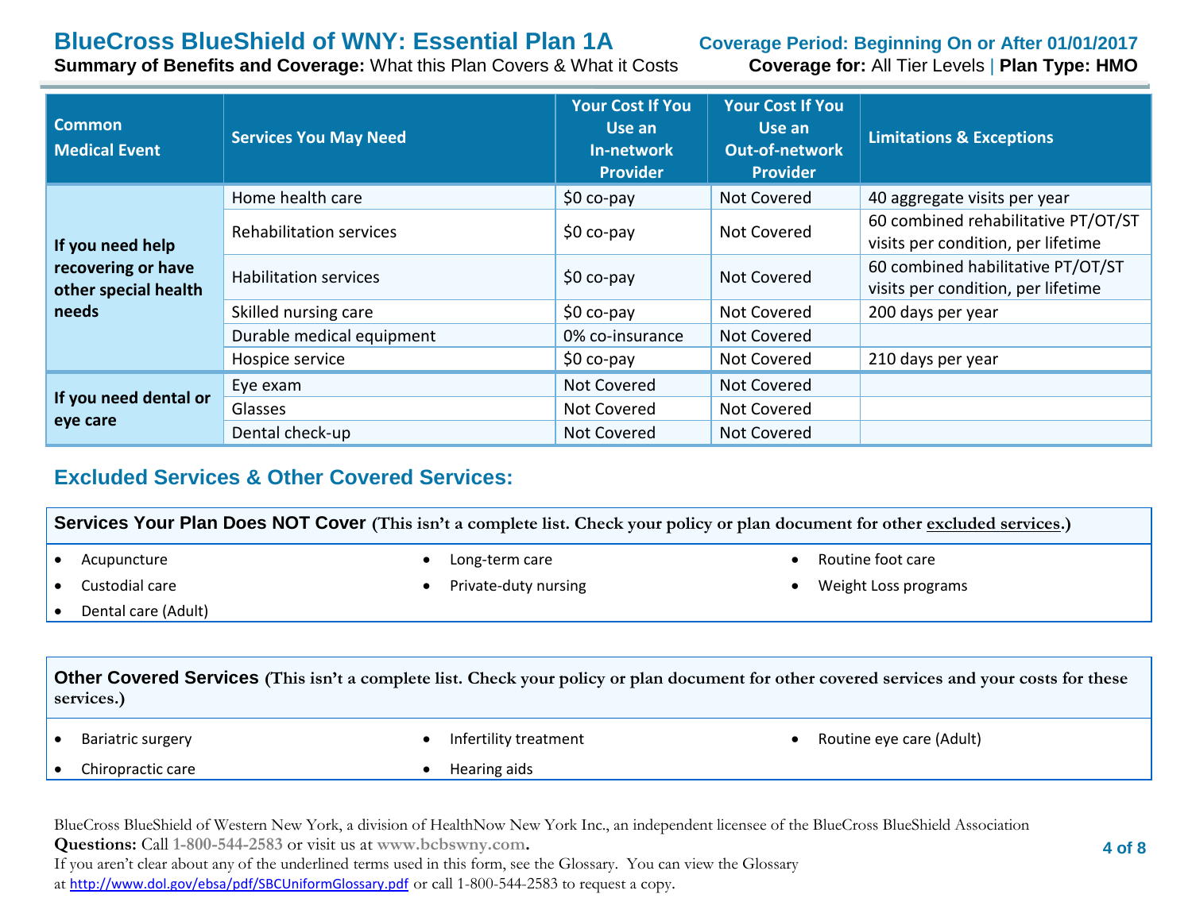| Common Medical Event | Services You May Need | Your Cost If You Use an In-network Provider | Your Cost If You Use an Out-of-network Provider | Limitations & Exceptions |
|---|---|---|---|---|
| If you need help recovering or have other special health needs | Home health care | $0 co-pay | Not Covered | 40 aggregate visits per year |
| | Rehabilitation services | $0 co-pay | Not Covered | 60 combined rehabilitative PT/OT/ST visits per condition, per lifetime |
| | Habilitation services | $0 co-pay | Not Covered | 60 combined habilitative PT/OT/ST visits per condition, per lifetime |
| | Skilled nursing care | $0 co-pay | Not Covered | 200 days per year |
| | Durable medical equipment | 0% co-insurance | Not Covered | |
| | Hospice service | $0 co-pay | Not Covered | 210 days per year |
| If you need dental or eye care | Eye exam | Not Covered | Not Covered | |
| | Glasses | Not Covered | Not Covered | |
| | Dental check-up | Not Covered | Not Covered | |

## Excluded Services & Other Covered Services:

**Services Your Plan Does NOT Cover** (This isn't a complete list. Check your policy or plan document for other excluded services.)

- Acupuncture
- Custodial care
- Dental care (Adult)
- Long-term care
- Private-duty nursing
- Routine foot care
- Weight Loss programs

**Other Covered Services** (This isn't a complete list. Check your policy or plan document for other covered services and your costs for these services.)

- Bariatric surgery
- Chiropractic care
- Infertility treatment
- Hearing aids
- Routine eye care (Adult)

BlueCross BlueShield of Western New York, a division of HealthNow New York Inc., an independent licensee of the BlueCross BlueShield Association
**Questions:** Call **1-800-544-2583** or visit us at **www.bcbswny.com.**
If you aren't clear about any of the underlined terms used in this form, see the Glossary. You can view the Glossary at http://www.dol.gov/ebsa/pdf/SBCUniformGlossary.pdf or call 1-800-544-2583 to request a copy.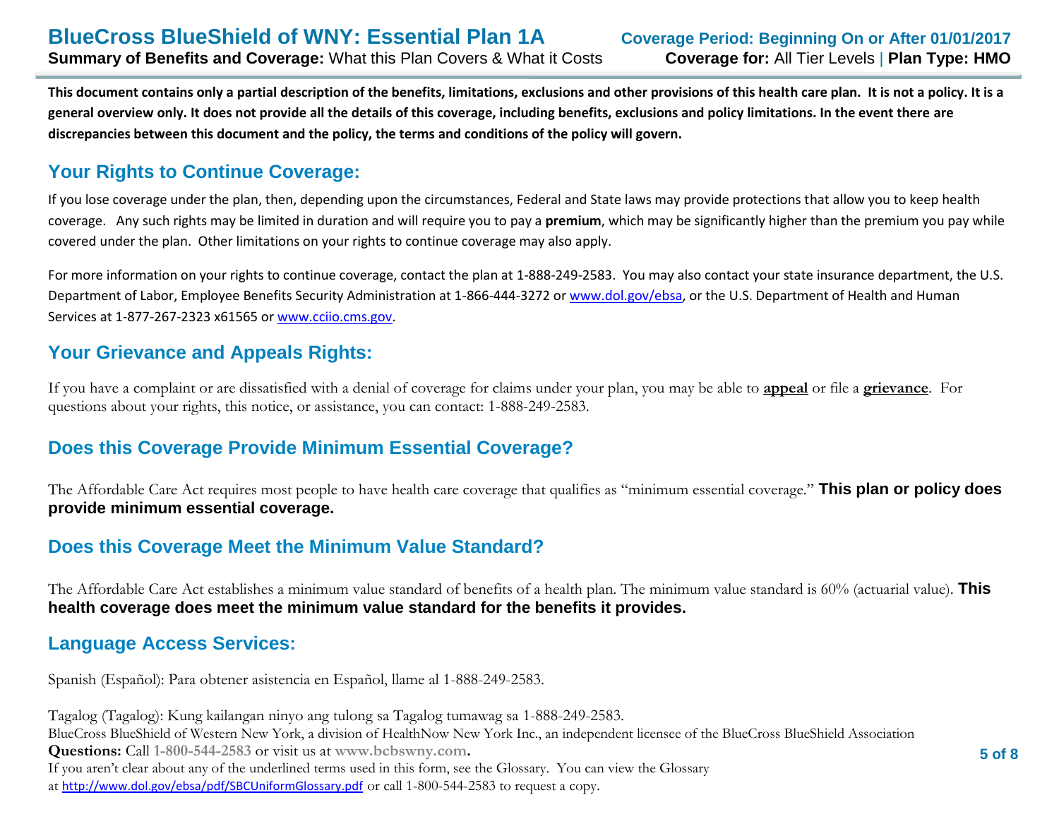**This document contains only a partial description of the benefits, limitations, exclusions and other provisions of this health care plan. It is not a policy. It is a general overview only. It does not provide all the details of this coverage, including benefits, exclusions and policy limitations. In the event there are discrepancies between this document and the policy, the terms and conditions of the policy will govern.**

## Your Rights to Continue Coverage:

If you lose coverage under the plan, then, depending upon the circumstances, Federal and State laws may provide protections that allow you to keep health coverage. Any such rights may be limited in duration and will require you to pay a **premium**, which may be significantly higher than the premium you pay while covered under the plan. Other limitations on your rights to continue coverage may also apply.

For more information on your rights to continue coverage, contact the plan at 1-888-249-2583. You may also contact your state insurance department, the U.S. Department of Labor, Employee Benefits Security Administration at 1-866-444-3272 or www.dol.gov/ebsa, or the U.S. Department of Health and Human Services at 1-877-267-2323 x61565 or www.cciio.cms.gov.

## Your Grievance and Appeals Rights:

If you have a complaint or are dissatisfied with a denial of coverage for claims under your plan, you may be able to **appeal** or file a **grievance**. For questions about your rights, this notice, or assistance, you can contact: 1-888-249-2583.

## Does this Coverage Provide Minimum Essential Coverage?

The Affordable Care Act requires most people to have health care coverage that qualifies as "minimum essential coverage." **This plan or policy does provide minimum essential coverage.**

## Does this Coverage Meet the Minimum Value Standard?

The Affordable Care Act establishes a minimum value standard of benefits of a health plan. The minimum value standard is 60% (actuarial value). **This health coverage does meet the minimum value standard for the benefits it provides.**

## Language Access Services:

Spanish (Español): Para obtener asistencia en Español, llame al 1-888-249-2583.

Tagalog (Tagalog): Kung kailangan ninyo ang tulong sa Tagalog tumawag sa 1-888-249-2583.

BlueCross BlueShield of Western New York, a division of HealthNow New York Inc., an independent licensee of the BlueCross BlueShield Association

**Questions:** Call **1-800-544-2583** or visit us at **www.bcbswny.com.**

If you aren't clear about any of the underlined terms used in this form, see the Glossary. You can view the Glossary at http://www.dol.gov/ebsa/pdf/SBCUniformGlossary.pdf or call 1-800-544-2583 to request a copy.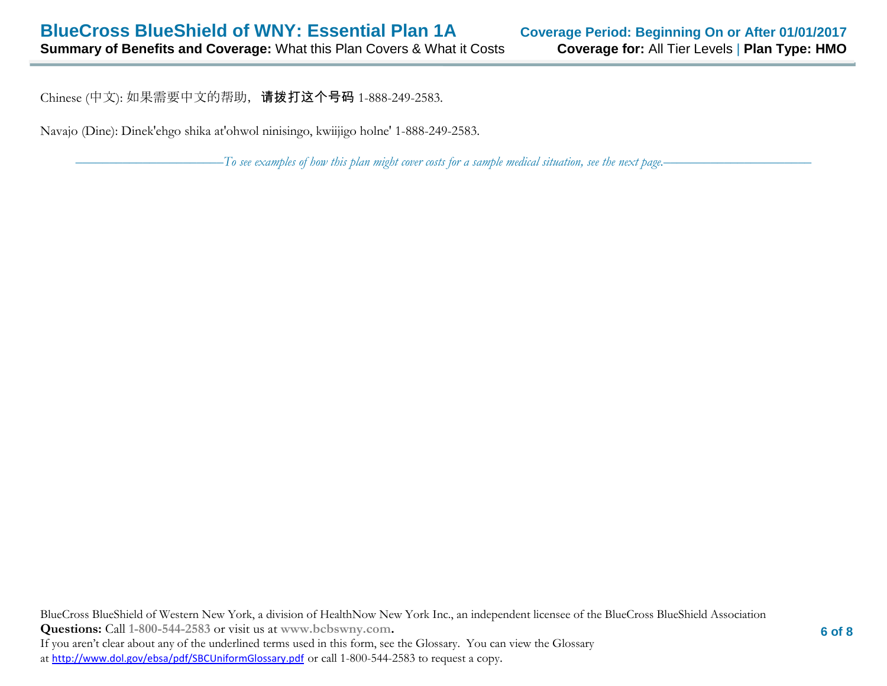Chinese (中文): 如果需要中文的帮助，**请拨打这个号码** 1-888-249-2583.

Navajo (Dine): Dinek'ehgo shika at'ohwol ninisingo, kwiijigo holne' 1-888-249-2583.

*To see examples of how this plan might cover costs for a sample medical situation, see the next page.*

BlueCross BlueShield of Western New York, a division of HealthNow New York Inc., an independent licensee of the BlueCross BlueShield Association
**Questions:** Call **1-800-544-2583** or visit us at **www.bcbswny.com.**
If you aren't clear about any of the underlined terms used in this form, see the Glossary. You can view the Glossary at http://www.dol.gov/ebsa/pdf/SBCUniformGlossary.pdf or call 1-800-544-2583 to request a copy.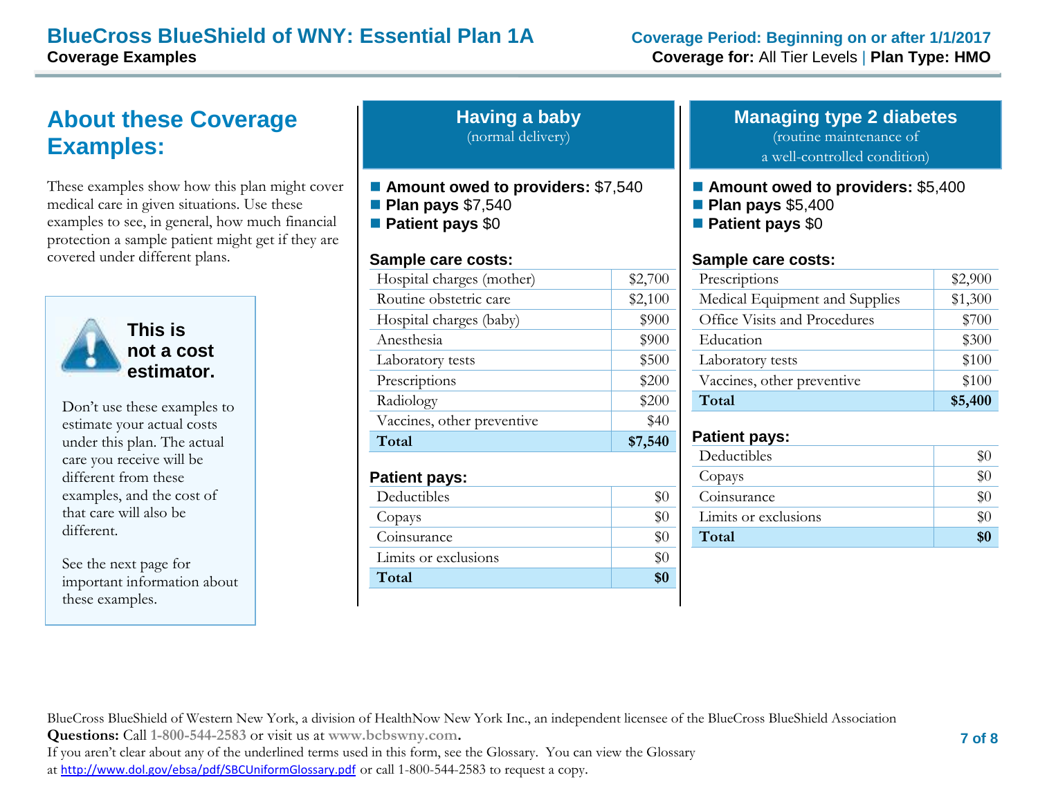# BlueCross BlueShield of WNY: Essential Plan 1A

**Coverage Examples**

**Coverage Period: Beginning on or after 1/1/2017**

**Coverage for:** All Tier Levels | **Plan Type: HMO**

## About these Coverage Examples:

These examples show how this plan might cover medical care in given situations. Use these examples to see, in general, how much financial protection a sample patient might get if they are covered under different plans.

**This is not a cost estimator.**

Don't use these examples to estimate your actual costs under this plan. The actual care you receive will be different from these examples, and the cost of that care will also be different.

See the next page for important information about these examples.

## Having a baby

(normal delivery)

- **Amount owed to providers:** $7,540
- **Plan pays** $7,540
- **Patient pays** $0

**Sample care costs:**

| Sample care costs | |
|---|---|
| Hospital charges (mother) | $2,700 |
| Routine obstetric care | $2,100 |
| Hospital charges (baby) | $900 |
| Anesthesia | $900 |
| Laboratory tests | $500 |
| Prescriptions | $200 |
| Radiology | $200 |
| Vaccines, other preventive | $40 |
| **Total** | **$7,540** |

**Patient pays:**

| Patient pays | |
|---|---|
| Deductibles | $0 |
| Copays | $0 |
| Coinsurance | $0 |
| Limits or exclusions | $0 |
| **Total** | **$0** |

## Managing type 2 diabetes

(routine maintenance of a well-controlled condition)

- **Amount owed to providers:** $5,400
- **Plan pays** $5,400
- **Patient pays** $0

**Sample care costs:**

| Sample care costs | |
|---|---|
| Prescriptions | $2,900 |
| Medical Equipment and Supplies | $1,300 |
| Office Visits and Procedures | $700 |
| Education | $300 |
| Laboratory tests | $100 |
| Vaccines, other preventive | $100 |
| **Total** | **$5,400** |

**Patient pays:**

| Patient pays | |
|---|---|
| Deductibles | $0 |
| Copays | $0 |
| Coinsurance | $0 |
| Limits or exclusions | $0 |
| **Total** | **$0** |

BlueCross BlueShield of Western New York, a division of HealthNow New York Inc., an independent licensee of the BlueCross BlueShield Association

**Questions:** Call **1-800-544-2583** or visit us at **www.bcbswny.com.**

If you aren't clear about any of the underlined terms used in this form, see the Glossary. You can view the Glossary at http://www.dol.gov/ebsa/pdf/SBCUniformGlossary.pdf or call 1-800-544-2583 to request a copy.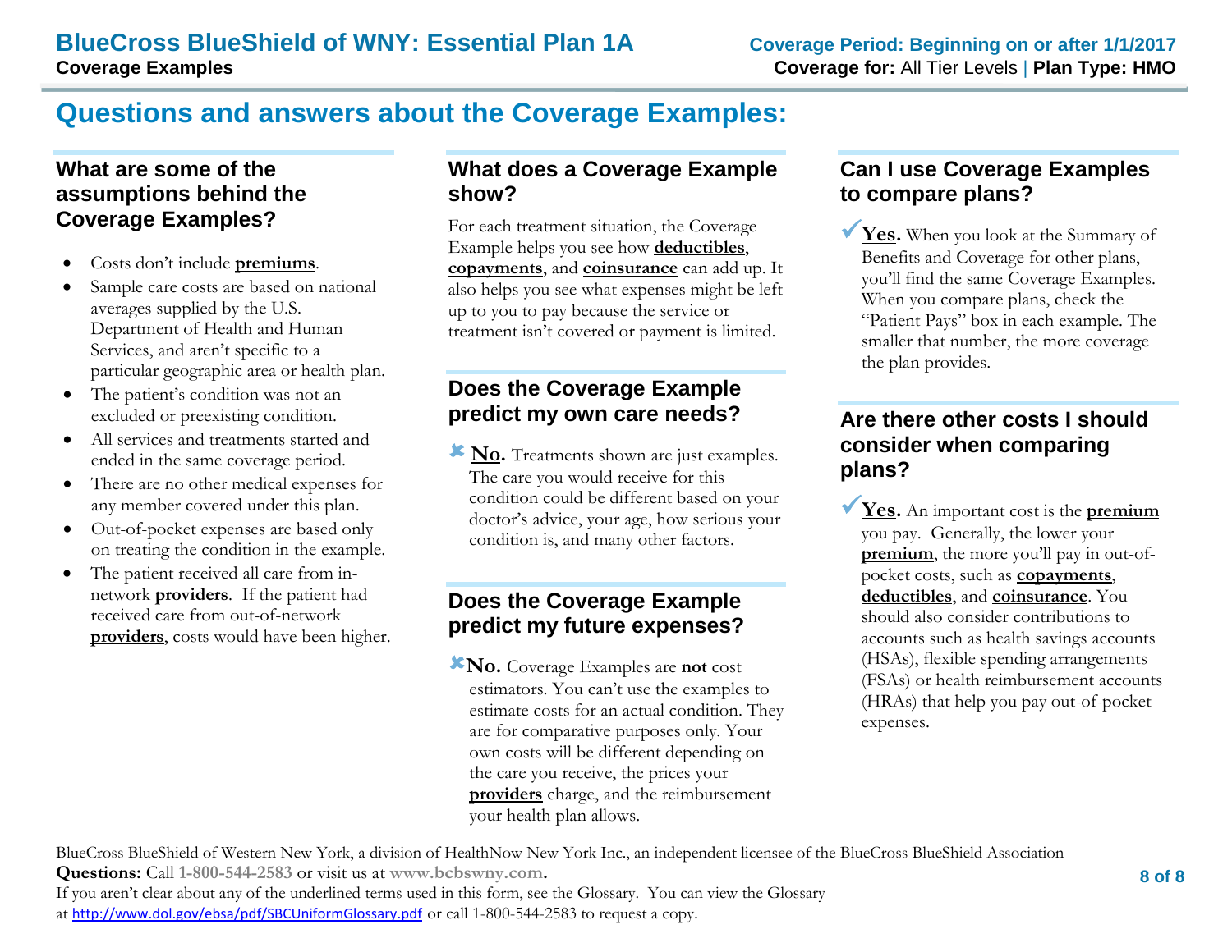# Questions and answers about the Coverage Examples:

## What are some of the assumptions behind the Coverage Examples?

- Costs don't include **premiums**.
- Sample care costs are based on national averages supplied by the U.S. Department of Health and Human Services, and aren't specific to a particular geographic area or health plan.
- The patient's condition was not an excluded or preexisting condition.
- All services and treatments started and ended in the same coverage period.
- There are no other medical expenses for any member covered under this plan.
- Out-of-pocket expenses are based only on treating the condition in the example.
- The patient received all care from in-network **providers**. If the patient had received care from out-of-network **providers**, costs would have been higher.

## What does a Coverage Example show?

For each treatment situation, the Coverage Example helps you see how **deductibles**, **copayments**, and **coinsurance** can add up. It also helps you see what expenses might be left up to you to pay because the service or treatment isn't covered or payment is limited.

## Does the Coverage Example predict my own care needs?

✘ **No.** Treatments shown are just examples. The care you would receive for this condition could be different based on your doctor's advice, your age, how serious your condition is, and many other factors.

## Does the Coverage Example predict my future expenses?

✘ **No.** Coverage Examples are **not** cost estimators. You can't use the examples to estimate costs for an actual condition. They are for comparative purposes only. Your own costs will be different depending on the care you receive, the prices your **providers** charge, and the reimbursement your health plan allows.

## Can I use Coverage Examples to compare plans?

✓ **Yes.** When you look at the Summary of Benefits and Coverage for other plans, you'll find the same Coverage Examples. When you compare plans, check the "Patient Pays" box in each example. The smaller that number, the more coverage the plan provides.

## Are there other costs I should consider when comparing plans?

✓ **Yes.** An important cost is the **premium** you pay. Generally, the lower your **premium**, the more you'll pay in out-of-pocket costs, such as **copayments**, **deductibles**, and **coinsurance**. You should also consider contributions to accounts such as health savings accounts (HSAs), flexible spending arrangements (FSAs) or health reimbursement accounts (HRAs) that help you pay out-of-pocket expenses.

BlueCross BlueShield of Western New York, a division of HealthNow New York Inc., an independent licensee of the BlueCross BlueShield Association

**Questions:** Call **1-800-544-2583** or visit us at **www.bcbswny.com.**

If you aren't clear about any of the underlined terms used in this form, see the Glossary. You can view the Glossary at http://www.dol.gov/ebsa/pdf/SBCUniformGlossary.pdf or call 1-800-544-2583 to request a copy.